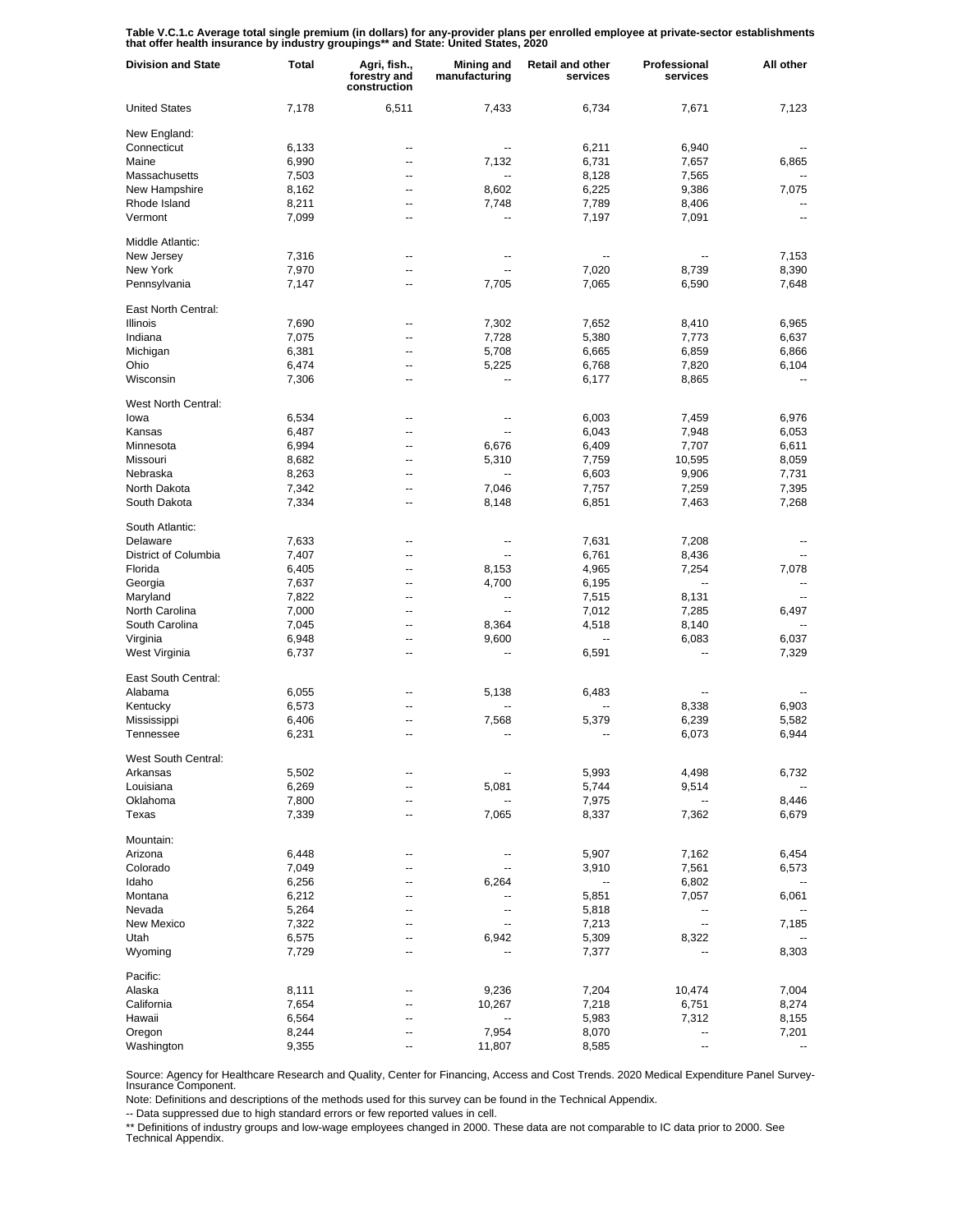**Table V.C.1.c Average total single premium (in dollars) for any-provider plans per enrolled employee at private-sector establishments that offer health insurance by industry groupings** and State: United States, 2020**

| Division and State | Total | Agri, fish., forestry and construction | Mining and manufacturing | Retail and other services | Professional services | All other |
|---|---|---|---|---|---|---|
| United States | 7,178 | 6,511 | 7,433 | 6,734 | 7,671 | 7,123 |
| New England: | | | | | | |
| Connecticut | 6,133 | -- | -- | 6,211 | 6,940 | -- |
| Maine | 6,990 | -- | 7,132 | 6,731 | 7,657 | 6,865 |
| Massachusetts | 7,503 | -- | -- | 8,128 | 7,565 | -- |
| New Hampshire | 8,162 | -- | 8,602 | 6,225 | 9,386 | 7,075 |
| Rhode Island | 8,211 | -- | 7,748 | 7,789 | 8,406 | -- |
| Vermont | 7,099 | -- | -- | 7,197 | 7,091 | -- |
| Middle Atlantic: | | | | | | |
| New Jersey | 7,316 | -- | -- | -- | -- | 7,153 |
| New York | 7,970 | -- | -- | 7,020 | 8,739 | 8,390 |
| Pennsylvania | 7,147 | -- | 7,705 | 7,065 | 6,590 | 7,648 |
| East North Central: | | | | | | |
| Illinois | 7,690 | -- | 7,302 | 7,652 | 8,410 | 6,965 |
| Indiana | 7,075 | -- | 7,728 | 5,380 | 7,773 | 6,637 |
| Michigan | 6,381 | -- | 5,708 | 6,665 | 6,859 | 6,866 |
| Ohio | 6,474 | -- | 5,225 | 6,768 | 7,820 | 6,104 |
| Wisconsin | 7,306 | -- | -- | 6,177 | 8,865 | -- |
| West North Central: | | | | | | |
| Iowa | 6,534 | -- | -- | 6,003 | 7,459 | 6,976 |
| Kansas | 6,487 | -- | -- | 6,043 | 7,948 | 6,053 |
| Minnesota | 6,994 | -- | 6,676 | 6,409 | 7,707 | 6,611 |
| Missouri | 8,682 | -- | 5,310 | 7,759 | 10,595 | 8,059 |
| Nebraska | 8,263 | -- | -- | 6,603 | 9,906 | 7,731 |
| North Dakota | 7,342 | -- | 7,046 | 7,757 | 7,259 | 7,395 |
| South Dakota | 7,334 | -- | 8,148 | 6,851 | 7,463 | 7,268 |
| South Atlantic: | | | | | | |
| Delaware | 7,633 | -- | -- | 7,631 | 7,208 | -- |
| District of Columbia | 7,407 | -- | -- | 6,761 | 8,436 | -- |
| Florida | 6,405 | -- | 8,153 | 4,965 | 7,254 | 7,078 |
| Georgia | 7,637 | -- | 4,700 | 6,195 | -- | -- |
| Maryland | 7,822 | -- | -- | 7,515 | 8,131 | -- |
| North Carolina | 7,000 | -- | -- | 7,012 | 7,285 | 6,497 |
| South Carolina | 7,045 | -- | 8,364 | 4,518 | 8,140 | -- |
| Virginia | 6,948 | -- | 9,600 | -- | 6,083 | 6,037 |
| West Virginia | 6,737 | -- | -- | 6,591 | -- | 7,329 |
| East South Central: | | | | | | |
| Alabama | 6,055 | -- | 5,138 | 6,483 | -- | -- |
| Kentucky | 6,573 | -- | -- | -- | 8,338 | 6,903 |
| Mississippi | 6,406 | -- | 7,568 | 5,379 | 6,239 | 5,582 |
| Tennessee | 6,231 | -- | -- | -- | 6,073 | 6,944 |
| West South Central: | | | | | | |
| Arkansas | 5,502 | -- | -- | 5,993 | 4,498 | 6,732 |
| Louisiana | 6,269 | -- | 5,081 | 5,744 | 9,514 | -- |
| Oklahoma | 7,800 | -- | -- | 7,975 | -- | 8,446 |
| Texas | 7,339 | -- | 7,065 | 8,337 | 7,362 | 6,679 |
| Mountain: | | | | | | |
| Arizona | 6,448 | -- | -- | 5,907 | 7,162 | 6,454 |
| Colorado | 7,049 | -- | -- | 3,910 | 7,561 | 6,573 |
| Idaho | 6,256 | -- | 6,264 | -- | 6,802 | -- |
| Montana | 6,212 | -- | -- | 5,851 | 7,057 | 6,061 |
| Nevada | 5,264 | -- | -- | 5,818 | -- | -- |
| New Mexico | 7,322 | -- | -- | 7,213 | -- | 7,185 |
| Utah | 6,575 | -- | 6,942 | 5,309 | 8,322 | -- |
| Wyoming | 7,729 | -- | -- | 7,377 | -- | 8,303 |
| Pacific: | | | | | | |
| Alaska | 8,111 | -- | 9,236 | 7,204 | 10,474 | 7,004 |
| California | 7,654 | -- | 10,267 | 7,218 | 6,751 | 8,274 |
| Hawaii | 6,564 | -- | -- | 5,983 | 7,312 | 8,155 |
| Oregon | 8,244 | -- | 7,954 | 8,070 | -- | 7,201 |
| Washington | 9,355 | -- | 11,807 | 8,585 | -- | -- |

Source: Agency for Healthcare Research and Quality, Center for Financing, Access and Cost Trends. 2020 Medical Expenditure Panel Survey-Insurance Component.

Note: Definitions and descriptions of the methods used for this survey can be found in the Technical Appendix.

-- Data suppressed due to high standard errors or few reported values in cell.

** Definitions of industry groups and low-wage employees changed in 2000. These data are not comparable to IC data prior to 2000. See Technical Appendix.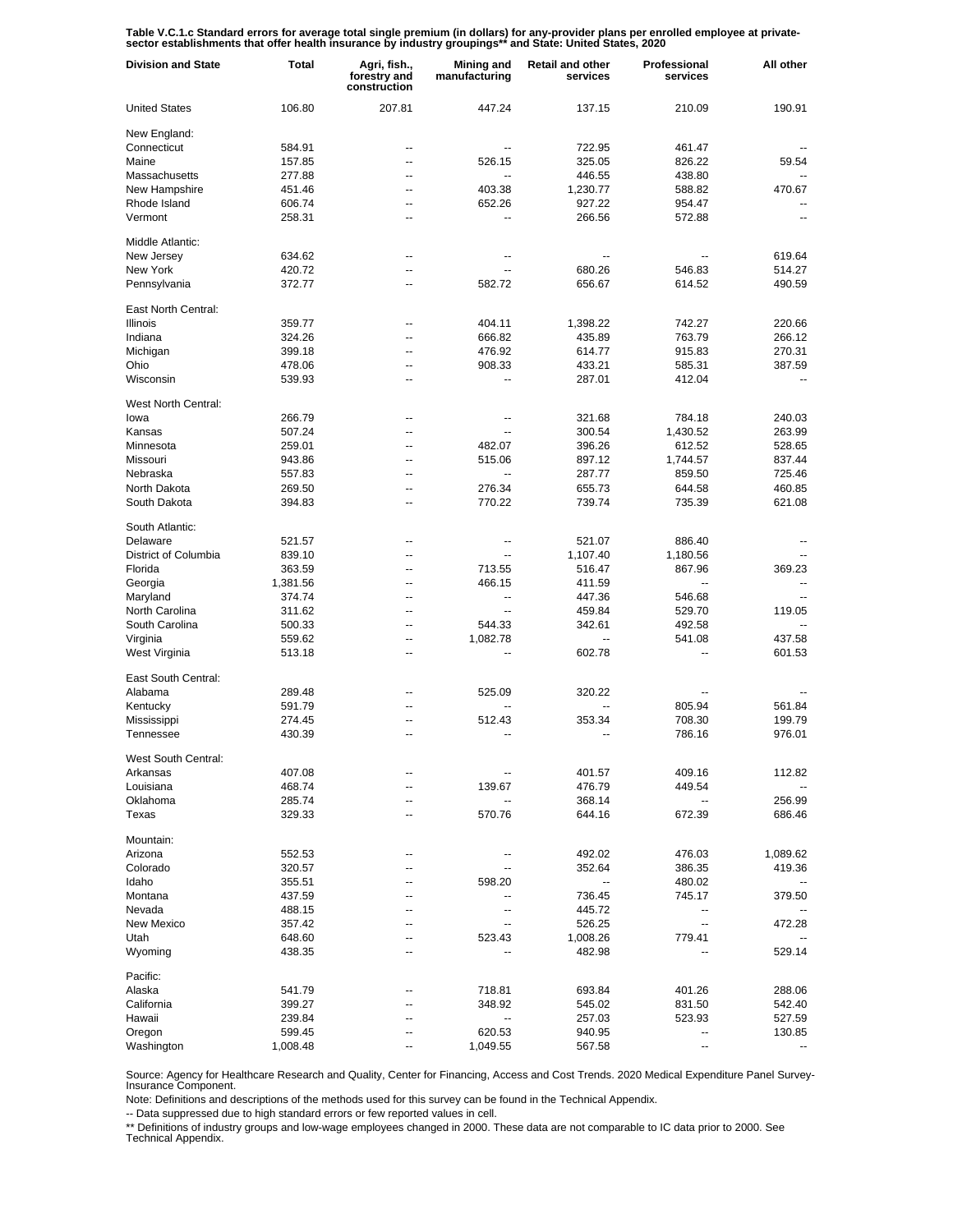**Table V.C.1.c Standard errors for average total single premium (in dollars) for any-provider plans per enrolled employee at private-sector establishments that offer health insurance by industry groupings** and State: United States, 2020**

| Division and State | Total | Agri, fish., forestry and construction | Mining and manufacturing | Retail and other services | Professional services | All other |
|---|---|---|---|---|---|---|
| United States | 106.80 | 207.81 | 447.24 | 137.15 | 210.09 | 190.91 |
| New England: | | | | | | |
| Connecticut | 584.91 | -- | -- | 722.95 | 461.47 | -- |
| Maine | 157.85 | -- | 526.15 | 325.05 | 826.22 | 59.54 |
| Massachusetts | 277.88 | -- | -- | 446.55 | 438.80 | -- |
| New Hampshire | 451.46 | -- | 403.38 | 1,230.77 | 588.82 | 470.67 |
| Rhode Island | 606.74 | -- | 652.26 | 927.22 | 954.47 | -- |
| Vermont | 258.31 | -- | -- | 266.56 | 572.88 | -- |
| Middle Atlantic: | | | | | | |
| New Jersey | 634.62 | -- | -- | -- | -- | 619.64 |
| New York | 420.72 | -- | -- | 680.26 | 546.83 | 514.27 |
| Pennsylvania | 372.77 | -- | 582.72 | 656.67 | 614.52 | 490.59 |
| East North Central: | | | | | | |
| Illinois | 359.77 | -- | 404.11 | 1,398.22 | 742.27 | 220.66 |
| Indiana | 324.26 | -- | 666.82 | 435.89 | 763.79 | 266.12 |
| Michigan | 399.18 | -- | 476.92 | 614.77 | 915.83 | 270.31 |
| Ohio | 478.06 | -- | 908.33 | 433.21 | 585.31 | 387.59 |
| Wisconsin | 539.93 | -- | -- | 287.01 | 412.04 | -- |
| West North Central: | | | | | | |
| Iowa | 266.79 | -- | -- | 321.68 | 784.18 | 240.03 |
| Kansas | 507.24 | -- | -- | 300.54 | 1,430.52 | 263.99 |
| Minnesota | 259.01 | -- | 482.07 | 396.26 | 612.52 | 528.65 |
| Missouri | 943.86 | -- | 515.06 | 897.12 | 1,744.57 | 837.44 |
| Nebraska | 557.83 | -- | -- | 287.77 | 859.50 | 725.46 |
| North Dakota | 269.50 | -- | 276.34 | 655.73 | 644.58 | 460.85 |
| South Dakota | 394.83 | -- | 770.22 | 739.74 | 735.39 | 621.08 |
| South Atlantic: | | | | | | |
| Delaware | 521.57 | -- | -- | 521.07 | 886.40 | -- |
| District of Columbia | 839.10 | -- | -- | 1,107.40 | 1,180.56 | -- |
| Florida | 363.59 | -- | 713.55 | 516.47 | 867.96 | 369.23 |
| Georgia | 1,381.56 | -- | 466.15 | 411.59 | -- | -- |
| Maryland | 374.74 | -- | -- | 447.36 | 546.68 | -- |
| North Carolina | 311.62 | -- | -- | 459.84 | 529.70 | 119.05 |
| South Carolina | 500.33 | -- | 544.33 | 342.61 | 492.58 | -- |
| Virginia | 559.62 | -- | 1,082.78 | -- | 541.08 | 437.58 |
| West Virginia | 513.18 | -- | -- | 602.78 | -- | 601.53 |
| East South Central: | | | | | | |
| Alabama | 289.48 | -- | 525.09 | 320.22 | -- | -- |
| Kentucky | 591.79 | -- | -- | -- | 805.94 | 561.84 |
| Mississippi | 274.45 | -- | 512.43 | 353.34 | 708.30 | 199.79 |
| Tennessee | 430.39 | -- | -- | -- | 786.16 | 976.01 |
| West South Central: | | | | | | |
| Arkansas | 407.08 | -- | -- | 401.57 | 409.16 | 112.82 |
| Louisiana | 468.74 | -- | 139.67 | 476.79 | 449.54 | -- |
| Oklahoma | 285.74 | -- | -- | 368.14 | -- | 256.99 |
| Texas | 329.33 | -- | 570.76 | 644.16 | 672.39 | 686.46 |
| Mountain: | | | | | | |
| Arizona | 552.53 | -- | -- | 492.02 | 476.03 | 1,089.62 |
| Colorado | 320.57 | -- | -- | 352.64 | 386.35 | 419.36 |
| Idaho | 355.51 | -- | 598.20 | -- | 480.02 | -- |
| Montana | 437.59 | -- | -- | 736.45 | 745.17 | 379.50 |
| Nevada | 488.15 | -- | -- | 445.72 | -- | -- |
| New Mexico | 357.42 | -- | -- | 526.25 | -- | 472.28 |
| Utah | 648.60 | -- | 523.43 | 1,008.26 | 779.41 | -- |
| Wyoming | 438.35 | -- | -- | 482.98 | -- | 529.14 |
| Pacific: | | | | | | |
| Alaska | 541.79 | -- | 718.81 | 693.84 | 401.26 | 288.06 |
| California | 399.27 | -- | 348.92 | 545.02 | 831.50 | 542.40 |
| Hawaii | 239.84 | -- | -- | 257.03 | 523.93 | 527.59 |
| Oregon | 599.45 | -- | 620.53 | 940.95 | -- | 130.85 |
| Washington | 1,008.48 | -- | 1,049.55 | 567.58 | -- | -- |

Source: Agency for Healthcare Research and Quality, Center for Financing, Access and Cost Trends. 2020 Medical Expenditure Panel Survey-Insurance Component.

Note: Definitions and descriptions of the methods used for this survey can be found in the Technical Appendix.

-- Data suppressed due to high standard errors or few reported values in cell.

** Definitions of industry groups and low-wage employees changed in 2000. These data are not comparable to IC data prior to 2000. See Technical Appendix.